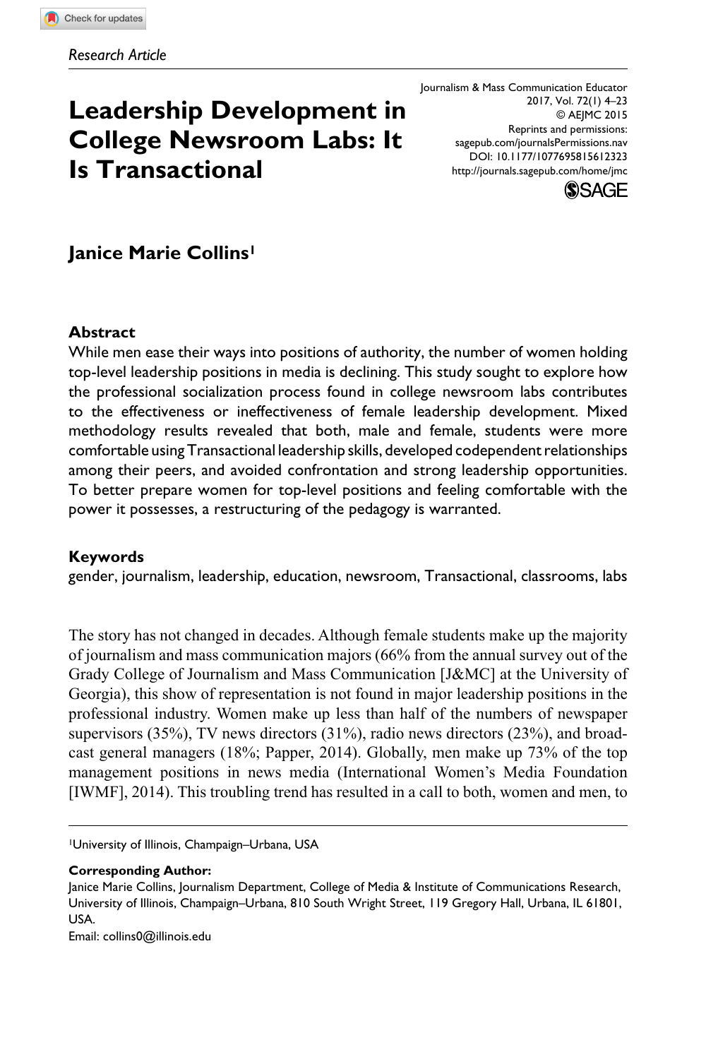*Research Article*

# Leadership Development in College Newsroom Labs: It Is Transactional

Journalism & Mass Communication Educator
2017, Vol. 72(1) 4–23
© AEJMC 2015
Reprints and permissions:
sagepub.com/journalsPermissions.nav
DOI: 10.1177/1077695815612323
http://journals.sagepub.com/home/jmc

**Janice Marie Collins**[1]

## Abstract

While men ease their ways into positions of authority, the number of women holding top-level leadership positions in media is declining. This study sought to explore how the professional socialization process found in college newsroom labs contributes to the effectiveness or ineffectiveness of female leadership development. Mixed methodology results revealed that both, male and female, students were more comfortable using Transactional leadership skills, developed codependent relationships among their peers, and avoided confrontation and strong leadership opportunities. To better prepare women for top-level positions and feeling comfortable with the power it possesses, a restructuring of the pedagogy is warranted.

## Keywords

gender, journalism, leadership, education, newsroom, Transactional, classrooms, labs

The story has not changed in decades. Although female students make up the majority of journalism and mass communication majors (66% from the annual survey out of the Grady College of Journalism and Mass Communication [J&MC] at the University of Georgia), this show of representation is not found in major leadership positions in the professional industry. Women make up less than half of the numbers of newspaper supervisors (35%), TV news directors (31%), radio news directors (23%), and broadcast general managers (18%; Papper, 2014). Globally, men make up 73% of the top management positions in news media (International Women's Media Foundation [IWMF], 2014). This troubling trend has resulted in a call to both, women and men, to

[1]University of Illinois, Champaign–Urbana, USA

**Corresponding Author:**
Janice Marie Collins, Journalism Department, College of Media & Institute of Communications Research, University of Illinois, Champaign–Urbana, 810 South Wright Street, 119 Gregory Hall, Urbana, IL 61801, USA.
Email: collins0@illinois.edu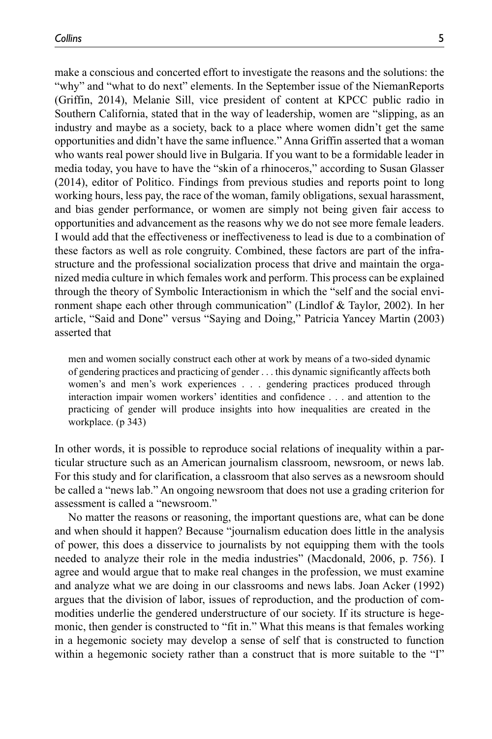make a conscious and concerted effort to investigate the reasons and the solutions: the "why" and "what to do next" elements. In the September issue of the NiemanReports (Griffin, 2014), Melanie Sill, vice president of content at KPCC public radio in Southern California, stated that in the way of leadership, women are "slipping, as an industry and maybe as a society, back to a place where women didn't get the same opportunities and didn't have the same influence." Anna Griffin asserted that a woman who wants real power should live in Bulgaria. If you want to be a formidable leader in media today, you have to have the "skin of a rhinoceros," according to Susan Glasser (2014), editor of Politico. Findings from previous studies and reports point to long working hours, less pay, the race of the woman, family obligations, sexual harassment, and bias gender performance, or women are simply not being given fair access to opportunities and advancement as the reasons why we do not see more female leaders. I would add that the effectiveness or ineffectiveness to lead is due to a combination of these factors as well as role congruity. Combined, these factors are part of the infrastructure and the professional socialization process that drive and maintain the organized media culture in which females work and perform. This process can be explained through the theory of Symbolic Interactionism in which the "self and the social environment shape each other through communication" (Lindlof & Taylor, 2002). In her article, "Said and Done" versus "Saying and Doing," Patricia Yancey Martin (2003) asserted that

> men and women socially construct each other at work by means of a two-sided dynamic of gendering practices and practicing of gender . . . this dynamic significantly affects both women's and men's work experiences . . . gendering practices produced through interaction impair women workers' identities and confidence . . . and attention to the practicing of gender will produce insights into how inequalities are created in the workplace. (p 343)

In other words, it is possible to reproduce social relations of inequality within a particular structure such as an American journalism classroom, newsroom, or news lab. For this study and for clarification, a classroom that also serves as a newsroom should be called a "news lab." An ongoing newsroom that does not use a grading criterion for assessment is called a "newsroom."

No matter the reasons or reasoning, the important questions are, what can be done and when should it happen? Because "journalism education does little in the analysis of power, this does a disservice to journalists by not equipping them with the tools needed to analyze their role in the media industries" (Macdonald, 2006, p. 756). I agree and would argue that to make real changes in the profession, we must examine and analyze what we are doing in our classrooms and news labs. Joan Acker (1992) argues that the division of labor, issues of reproduction, and the production of commodities underlie the gendered understructure of our society. If its structure is hegemonic, then gender is constructed to "fit in." What this means is that females working in a hegemonic society may develop a sense of self that is constructed to function within a hegemonic society rather than a construct that is more suitable to the "I"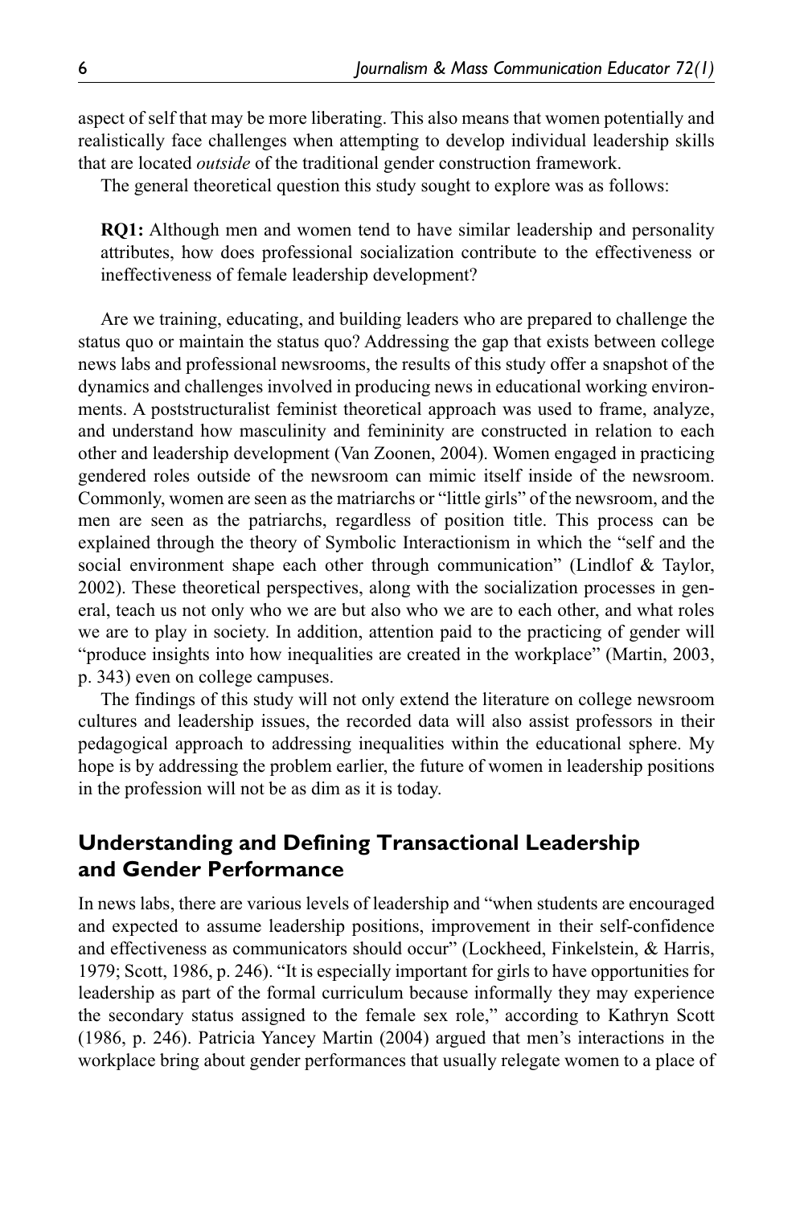aspect of self that may be more liberating. This also means that women potentially and realistically face challenges when attempting to develop individual leadership skills that are located *outside* of the traditional gender construction framework.

The general theoretical question this study sought to explore was as follows:

> **RQ1:** Although men and women tend to have similar leadership and personality attributes, how does professional socialization contribute to the effectiveness or ineffectiveness of female leadership development?

Are we training, educating, and building leaders who are prepared to challenge the status quo or maintain the status quo? Addressing the gap that exists between college news labs and professional newsrooms, the results of this study offer a snapshot of the dynamics and challenges involved in producing news in educational working environments. A poststructuralist feminist theoretical approach was used to frame, analyze, and understand how masculinity and femininity are constructed in relation to each other and leadership development (Van Zoonen, 2004). Women engaged in practicing gendered roles outside of the newsroom can mimic itself inside of the newsroom. Commonly, women are seen as the matriarchs or "little girls" of the newsroom, and the men are seen as the patriarchs, regardless of position title. This process can be explained through the theory of Symbolic Interactionism in which the "self and the social environment shape each other through communication" (Lindlof & Taylor, 2002). These theoretical perspectives, along with the socialization processes in general, teach us not only who we are but also who we are to each other, and what roles we are to play in society. In addition, attention paid to the practicing of gender will "produce insights into how inequalities are created in the workplace" (Martin, 2003, p. 343) even on college campuses.

The findings of this study will not only extend the literature on college newsroom cultures and leadership issues, the recorded data will also assist professors in their pedagogical approach to addressing inequalities within the educational sphere. My hope is by addressing the problem earlier, the future of women in leadership positions in the profession will not be as dim as it is today.

## Understanding and Defining Transactional Leadership and Gender Performance

In news labs, there are various levels of leadership and "when students are encouraged and expected to assume leadership positions, improvement in their self-confidence and effectiveness as communicators should occur" (Lockheed, Finkelstein, & Harris, 1979; Scott, 1986, p. 246). "It is especially important for girls to have opportunities for leadership as part of the formal curriculum because informally they may experience the secondary status assigned to the female sex role," according to Kathryn Scott (1986, p. 246). Patricia Yancey Martin (2004) argued that men's interactions in the workplace bring about gender performances that usually relegate women to a place of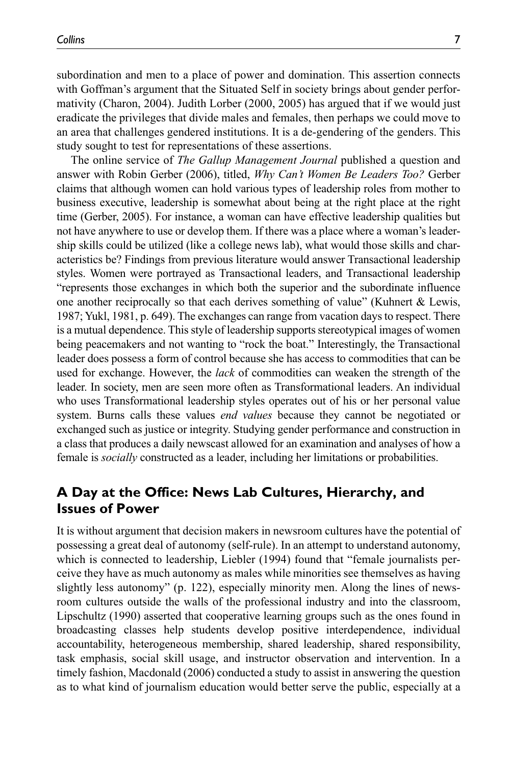subordination and men to a place of power and domination. This assertion connects with Goffman's argument that the Situated Self in society brings about gender performativity (Charon, 2004). Judith Lorber (2000, 2005) has argued that if we would just eradicate the privileges that divide males and females, then perhaps we could move to an area that challenges gendered institutions. It is a de-gendering of the genders. This study sought to test for representations of these assertions.

The online service of *The Gallup Management Journal* published a question and answer with Robin Gerber (2006), titled, *Why Can't Women Be Leaders Too?* Gerber claims that although women can hold various types of leadership roles from mother to business executive, leadership is somewhat about being at the right place at the right time (Gerber, 2005). For instance, a woman can have effective leadership qualities but not have anywhere to use or develop them. If there was a place where a woman's leadership skills could be utilized (like a college news lab), what would those skills and characteristics be? Findings from previous literature would answer Transactional leadership styles. Women were portrayed as Transactional leaders, and Transactional leadership "represents those exchanges in which both the superior and the subordinate influence one another reciprocally so that each derives something of value" (Kuhnert & Lewis, 1987; Yukl, 1981, p. 649). The exchanges can range from vacation days to respect. There is a mutual dependence. This style of leadership supports stereotypical images of women being peacemakers and not wanting to "rock the boat." Interestingly, the Transactional leader does possess a form of control because she has access to commodities that can be used for exchange. However, the *lack* of commodities can weaken the strength of the leader. In society, men are seen more often as Transformational leaders. An individual who uses Transformational leadership styles operates out of his or her personal value system. Burns calls these values *end values* because they cannot be negotiated or exchanged such as justice or integrity. Studying gender performance and construction in a class that produces a daily newscast allowed for an examination and analyses of how a female is *socially* constructed as a leader, including her limitations or probabilities.

## A Day at the Office: News Lab Cultures, Hierarchy, and Issues of Power

It is without argument that decision makers in newsroom cultures have the potential of possessing a great deal of autonomy (self-rule). In an attempt to understand autonomy, which is connected to leadership, Liebler (1994) found that "female journalists perceive they have as much autonomy as males while minorities see themselves as having slightly less autonomy" (p. 122), especially minority men. Along the lines of newsroom cultures outside the walls of the professional industry and into the classroom, Lipschultz (1990) asserted that cooperative learning groups such as the ones found in broadcasting classes help students develop positive interdependence, individual accountability, heterogeneous membership, shared leadership, shared responsibility, task emphasis, social skill usage, and instructor observation and intervention. In a timely fashion, Macdonald (2006) conducted a study to assist in answering the question as to what kind of journalism education would better serve the public, especially at a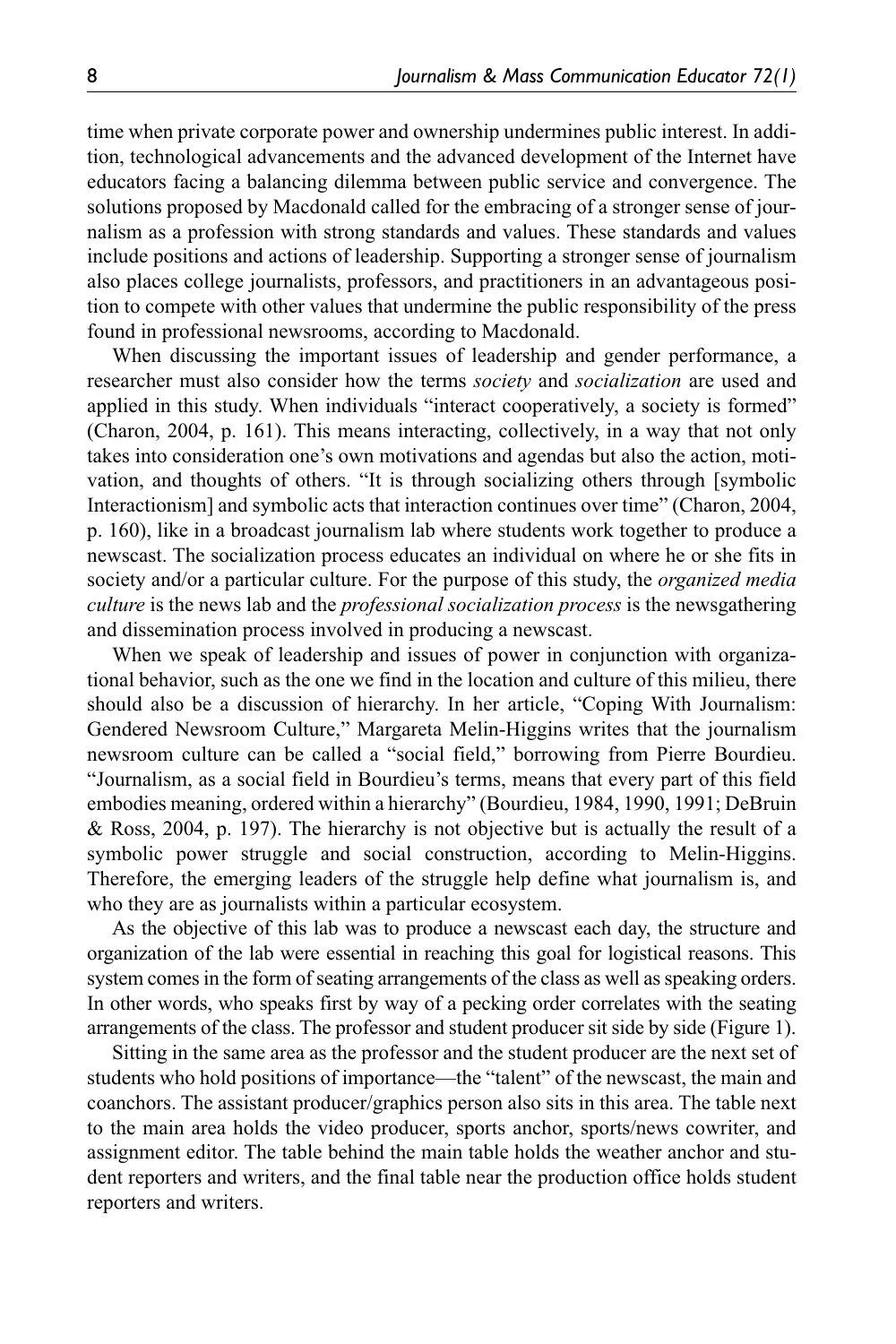time when private corporate power and ownership undermines public interest. In addition, technological advancements and the advanced development of the Internet have educators facing a balancing dilemma between public service and convergence. The solutions proposed by Macdonald called for the embracing of a stronger sense of journalism as a profession with strong standards and values. These standards and values include positions and actions of leadership. Supporting a stronger sense of journalism also places college journalists, professors, and practitioners in an advantageous position to compete with other values that undermine the public responsibility of the press found in professional newsrooms, according to Macdonald.

When discussing the important issues of leadership and gender performance, a researcher must also consider how the terms *society* and *socialization* are used and applied in this study. When individuals "interact cooperatively, a society is formed" (Charon, 2004, p. 161). This means interacting, collectively, in a way that not only takes into consideration one's own motivations and agendas but also the action, motivation, and thoughts of others. "It is through socializing others through [symbolic Interactionism] and symbolic acts that interaction continues over time" (Charon, 2004, p. 160), like in a broadcast journalism lab where students work together to produce a newscast. The socialization process educates an individual on where he or she fits in society and/or a particular culture. For the purpose of this study, the *organized media culture* is the news lab and the *professional socialization process* is the newsgathering and dissemination process involved in producing a newscast.

When we speak of leadership and issues of power in conjunction with organizational behavior, such as the one we find in the location and culture of this milieu, there should also be a discussion of hierarchy. In her article, "Coping With Journalism: Gendered Newsroom Culture," Margareta Melin-Higgins writes that the journalism newsroom culture can be called a "social field," borrowing from Pierre Bourdieu. "Journalism, as a social field in Bourdieu's terms, means that every part of this field embodies meaning, ordered within a hierarchy" (Bourdieu, 1984, 1990, 1991; DeBruin & Ross, 2004, p. 197). The hierarchy is not objective but is actually the result of a symbolic power struggle and social construction, according to Melin-Higgins. Therefore, the emerging leaders of the struggle help define what journalism is, and who they are as journalists within a particular ecosystem.

As the objective of this lab was to produce a newscast each day, the structure and organization of the lab were essential in reaching this goal for logistical reasons. This system comes in the form of seating arrangements of the class as well as speaking orders. In other words, who speaks first by way of a pecking order correlates with the seating arrangements of the class. The professor and student producer sit side by side (Figure 1).

Sitting in the same area as the professor and the student producer are the next set of students who hold positions of importance—the "talent" of the newscast, the main and coanchors. The assistant producer/graphics person also sits in this area. The table next to the main area holds the video producer, sports anchor, sports/news cowriter, and assignment editor. The table behind the main table holds the weather anchor and student reporters and writers, and the final table near the production office holds student reporters and writers.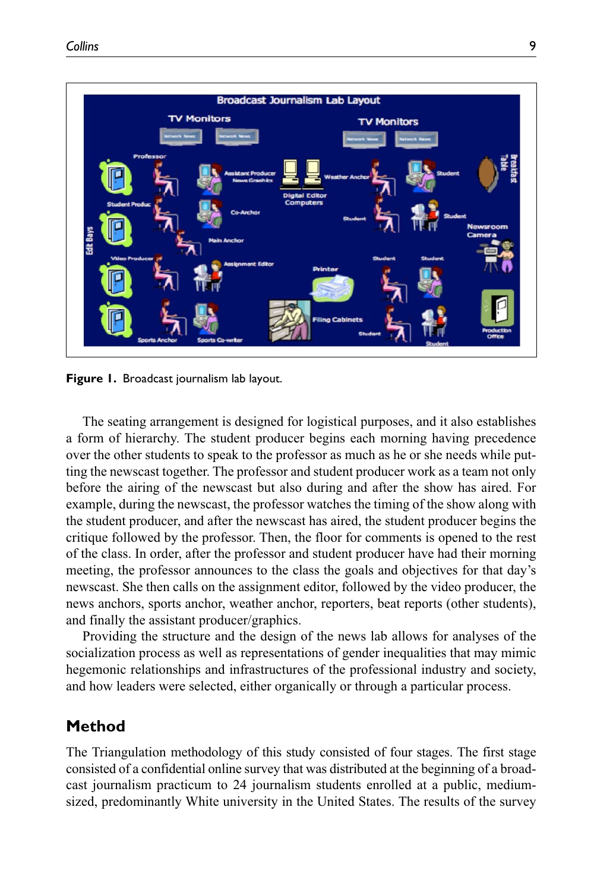**Figure 1.** Broadcast journalism lab layout.

The seating arrangement is designed for logistical purposes, and it also establishes a form of hierarchy. The student producer begins each morning having precedence over the other students to speak to the professor as much as he or she needs while putting the newscast together. The professor and student producer work as a team not only before the airing of the newscast but also during and after the show has aired. For example, during the newscast, the professor watches the timing of the show along with the student producer, and after the newscast has aired, the student producer begins the critique followed by the professor. Then, the floor for comments is opened to the rest of the class. In order, after the professor and student producer have had their morning meeting, the professor announces to the class the goals and objectives for that day's newscast. She then calls on the assignment editor, followed by the video producer, the news anchors, sports anchor, weather anchor, reporters, beat reports (other students), and finally the assistant producer/graphics.

Providing the structure and the design of the news lab allows for analyses of the socialization process as well as representations of gender inequalities that may mimic hegemonic relationships and infrastructures of the professional industry and society, and how leaders were selected, either organically or through a particular process.

## Method

The Triangulation methodology of this study consisted of four stages. The first stage consisted of a confidential online survey that was distributed at the beginning of a broadcast journalism practicum to 24 journalism students enrolled at a public, medium-sized, predominantly White university in the United States. The results of the survey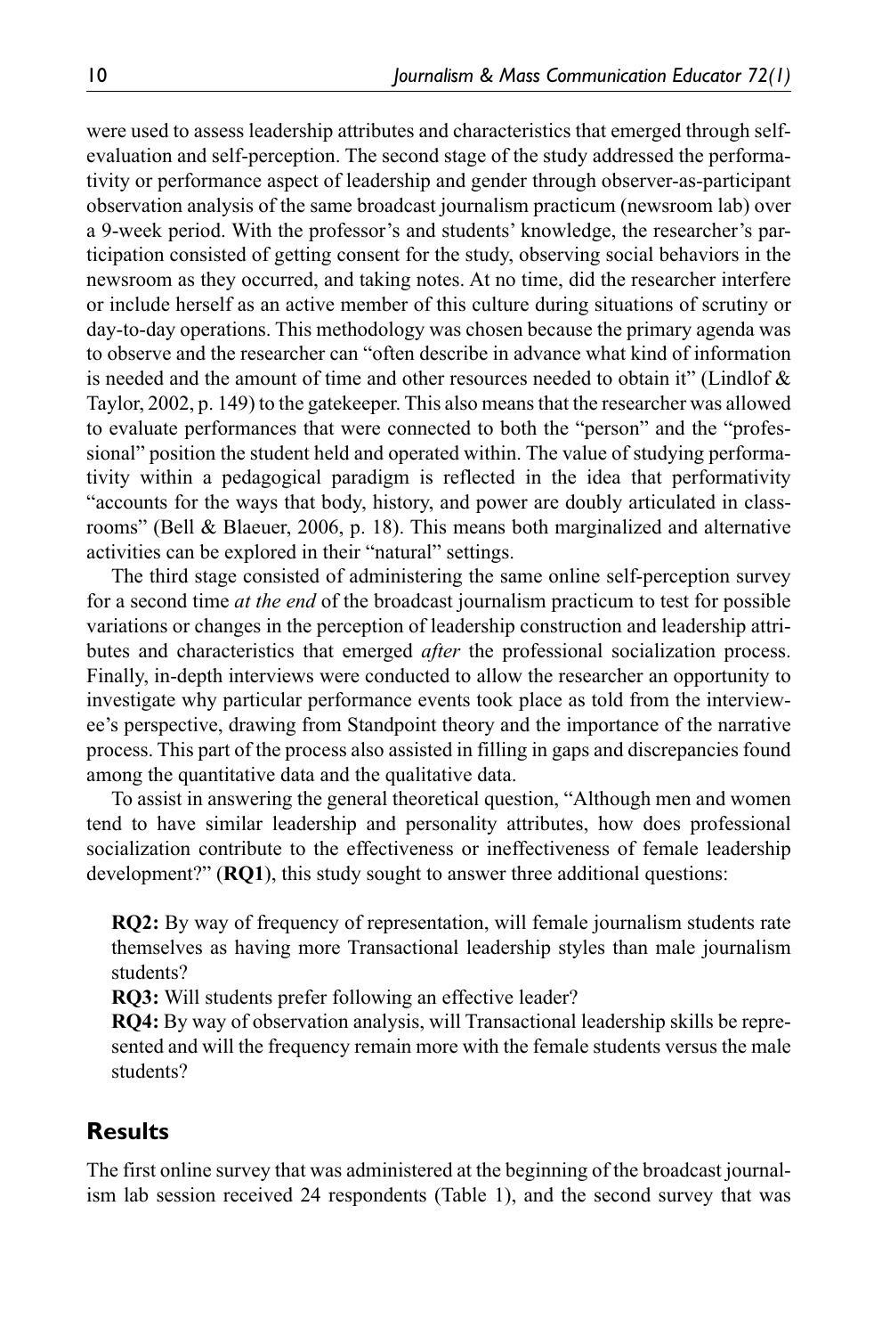were used to assess leadership attributes and characteristics that emerged through self-evaluation and self-perception. The second stage of the study addressed the performativity or performance aspect of leadership and gender through observer-as-participant observation analysis of the same broadcast journalism practicum (newsroom lab) over a 9-week period. With the professor's and students' knowledge, the researcher's participation consisted of getting consent for the study, observing social behaviors in the newsroom as they occurred, and taking notes. At no time, did the researcher interfere or include herself as an active member of this culture during situations of scrutiny or day-to-day operations. This methodology was chosen because the primary agenda was to observe and the researcher can "often describe in advance what kind of information is needed and the amount of time and other resources needed to obtain it" (Lindlof & Taylor, 2002, p. 149) to the gatekeeper. This also means that the researcher was allowed to evaluate performances that were connected to both the "person" and the "professional" position the student held and operated within. The value of studying performativity within a pedagogical paradigm is reflected in the idea that performativity "accounts for the ways that body, history, and power are doubly articulated in classrooms" (Bell & Blaeuer, 2006, p. 18). This means both marginalized and alternative activities can be explored in their "natural" settings.

The third stage consisted of administering the same online self-perception survey for a second time *at the end* of the broadcast journalism practicum to test for possible variations or changes in the perception of leadership construction and leadership attributes and characteristics that emerged *after* the professional socialization process. Finally, in-depth interviews were conducted to allow the researcher an opportunity to investigate why particular performance events took place as told from the interviewee's perspective, drawing from Standpoint theory and the importance of the narrative process. This part of the process also assisted in filling in gaps and discrepancies found among the quantitative data and the qualitative data.

To assist in answering the general theoretical question, "Although men and women tend to have similar leadership and personality attributes, how does professional socialization contribute to the effectiveness or ineffectiveness of female leadership development?" (**RQ1**), this study sought to answer three additional questions:

**RQ2:** By way of frequency of representation, will female journalism students rate themselves as having more Transactional leadership styles than male journalism students?

**RQ3:** Will students prefer following an effective leader?

**RQ4:** By way of observation analysis, will Transactional leadership skills be represented and will the frequency remain more with the female students versus the male students?

## Results

The first online survey that was administered at the beginning of the broadcast journalism lab session received 24 respondents (Table 1), and the second survey that was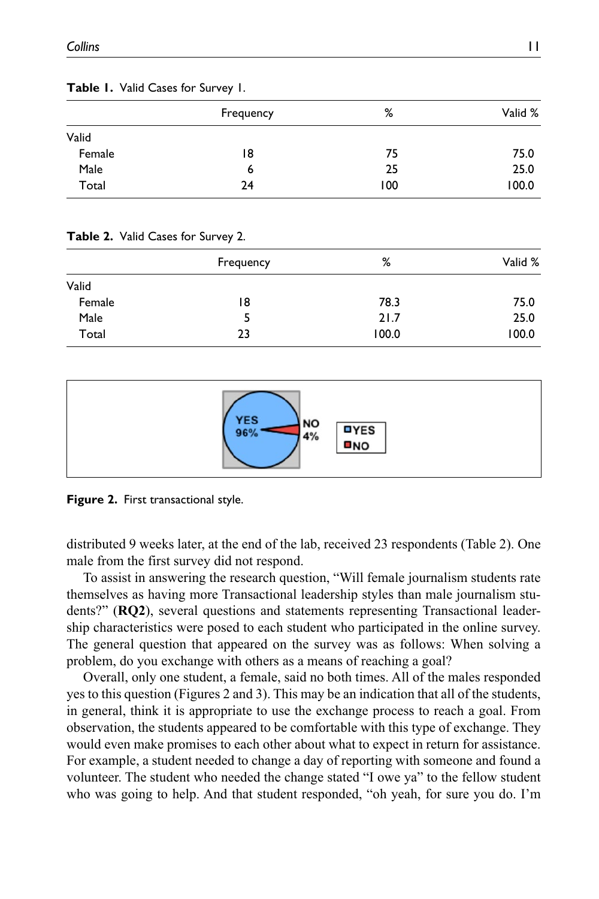**Table 1.** Valid Cases for Survey 1.

| | Frequency | % | Valid % |
|---|---|---|---|
| Valid | | | |
| Female | 18 | 75 | 75.0 |
| Male | 6 | 25 | 25.0 |
| Total | 24 | 100 | 100.0 |

**Table 2.** Valid Cases for Survey 2.

| | Frequency | % | Valid % |
|---|---|---|---|
| Valid | | | |
| Female | 18 | 78.3 | 75.0 |
| Male | 5 | 21.7 | 25.0 |
| Total | 23 | 100.0 | 100.0 |

**Figure 2.** First transactional style.

distributed 9 weeks later, at the end of the lab, received 23 respondents (Table 2). One male from the first survey did not respond.

To assist in answering the research question, "Will female journalism students rate themselves as having more Transactional leadership styles than male journalism students?" (**RQ2**), several questions and statements representing Transactional leadership characteristics were posed to each student who participated in the online survey. The general question that appeared on the survey was as follows: When solving a problem, do you exchange with others as a means of reaching a goal?

Overall, only one student, a female, said no both times. All of the males responded yes to this question (Figures 2 and 3). This may be an indication that all of the students, in general, think it is appropriate to use the exchange process to reach a goal. From observation, the students appeared to be comfortable with this type of exchange. They would even make promises to each other about what to expect in return for assistance. For example, a student needed to change a day of reporting with someone and found a volunteer. The student who needed the change stated "I owe ya" to the fellow student who was going to help. And that student responded, "oh yeah, for sure you do. I'm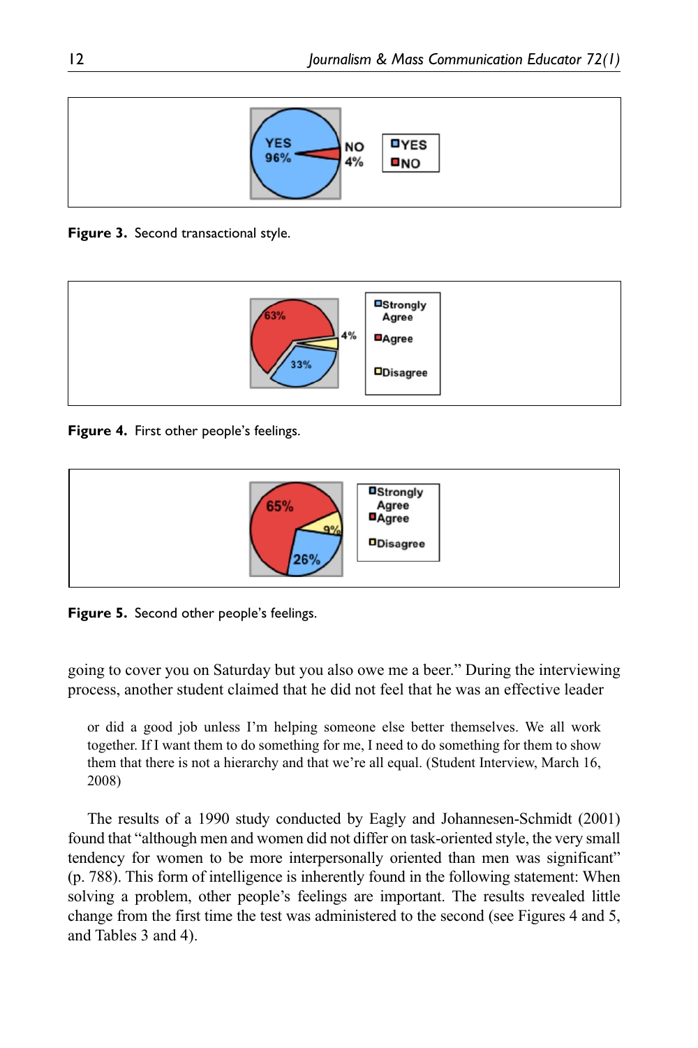**Figure 3.** Second transactional style.

**Figure 4.** First other people's feelings.

**Figure 5.** Second other people's feelings.

going to cover you on Saturday but you also owe me a beer." During the interviewing process, another student claimed that he did not feel that he was an effective leader

> or did a good job unless I'm helping someone else better themselves. We all work together. If I want them to do something for me, I need to do something for them to show them that there is not a hierarchy and that we're all equal. (Student Interview, March 16, 2008)

The results of a 1990 study conducted by Eagly and Johannesen-Schmidt (2001) found that "although men and women did not differ on task-oriented style, the very small tendency for women to be more interpersonally oriented than men was significant" (p. 788). This form of intelligence is inherently found in the following statement: When solving a problem, other people's feelings are important. The results revealed little change from the first time the test was administered to the second (see Figures 4 and 5, and Tables 3 and 4).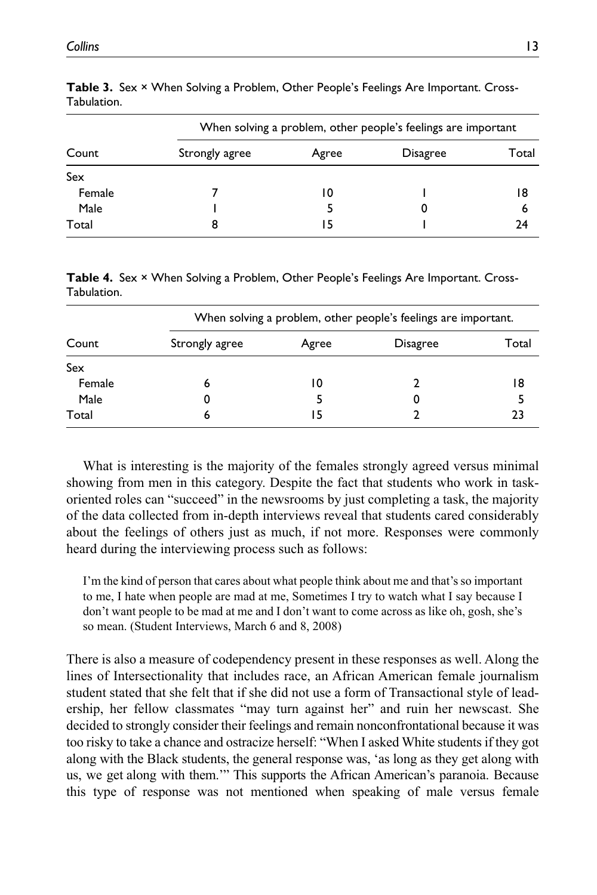**Table 3.** Sex × When Solving a Problem, Other People's Feelings Are Important. Cross-Tabulation.

| | When solving a problem, other people's feelings are important | | | |
|---|---|---|---|---|
| Count | Strongly agree | Agree | Disagree | Total |
| Sex | | | | |
| Female | 7 | 10 | 1 | 18 |
| Male | 1 | 5 | 0 | 6 |
| Total | 8 | 15 | 1 | 24 |

**Table 4.** Sex × When Solving a Problem, Other People's Feelings Are Important. Cross-Tabulation.

| | When solving a problem, other people's feelings are important. | | | |
|---|---|---|---|---|
| Count | Strongly agree | Agree | Disagree | Total |
| Sex | | | | |
| Female | 6 | 10 | 2 | 18 |
| Male | 0 | 5 | 0 | 5 |
| Total | 6 | 15 | 2 | 23 |

What is interesting is the majority of the females strongly agreed versus minimal showing from men in this category. Despite the fact that students who work in task-oriented roles can "succeed" in the newsrooms by just completing a task, the majority of the data collected from in-depth interviews reveal that students cared considerably about the feelings of others just as much, if not more. Responses were commonly heard during the interviewing process such as follows:

> I'm the kind of person that cares about what people think about me and that's so important to me, I hate when people are mad at me, Sometimes I try to watch what I say because I don't want people to be mad at me and I don't want to come across as like oh, gosh, she's so mean. (Student Interviews, March 6 and 8, 2008)

There is also a measure of codependency present in these responses as well. Along the lines of Intersectionality that includes race, an African American female journalism student stated that she felt that if she did not use a form of Transactional style of leadership, her fellow classmates "may turn against her" and ruin her newscast. She decided to strongly consider their feelings and remain nonconfrontational because it was too risky to take a chance and ostracize herself: "When I asked White students if they got along with the Black students, the general response was, 'as long as they get along with us, we get along with them.'" This supports the African American's paranoia. Because this type of response was not mentioned when speaking of male versus female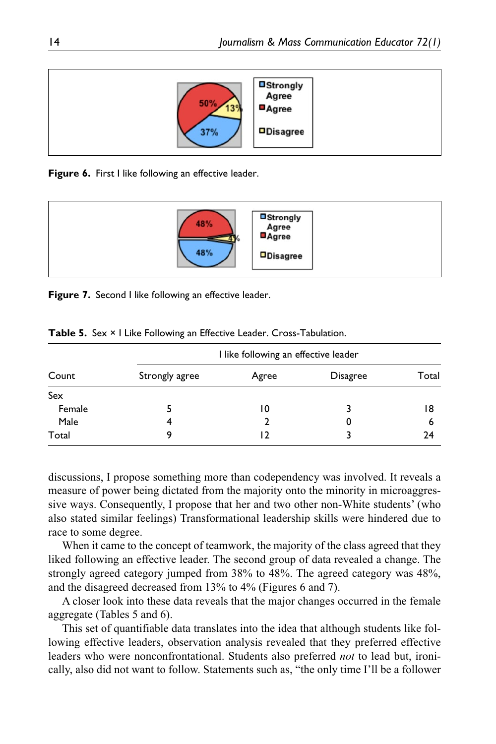Figure 6. First I like following an effective leader.

Figure 7. Second I like following an effective leader.

**Table 5.** Sex × I Like Following an Effective Leader. Cross-Tabulation.

| | I like following an effective leader | | | |
|---|---|---|---|---|
| Count | Strongly agree | Agree | Disagree | Total |
| Sex | | | | |
| Female | 5 | 10 | 3 | 18 |
| Male | 4 | 2 | 0 | 6 |
| Total | 9 | 12 | 3 | 24 |

discussions, I propose something more than codependency was involved. It reveals a measure of power being dictated from the majority onto the minority in microaggressive ways. Consequently, I propose that her and two other non-White students' (who also stated similar feelings) Transformational leadership skills were hindered due to race to some degree.

When it came to the concept of teamwork, the majority of the class agreed that they liked following an effective leader. The second group of data revealed a change. The strongly agreed category jumped from 38% to 48%. The agreed category was 48%, and the disagreed decreased from 13% to 4% (Figures 6 and 7).

A closer look into these data reveals that the major changes occurred in the female aggregate (Tables 5 and 6).

This set of quantifiable data translates into the idea that although students like following effective leaders, observation analysis revealed that they preferred effective leaders who were nonconfrontational. Students also preferred *not* to lead but, ironically, also did not want to follow. Statements such as, "the only time I'll be a follower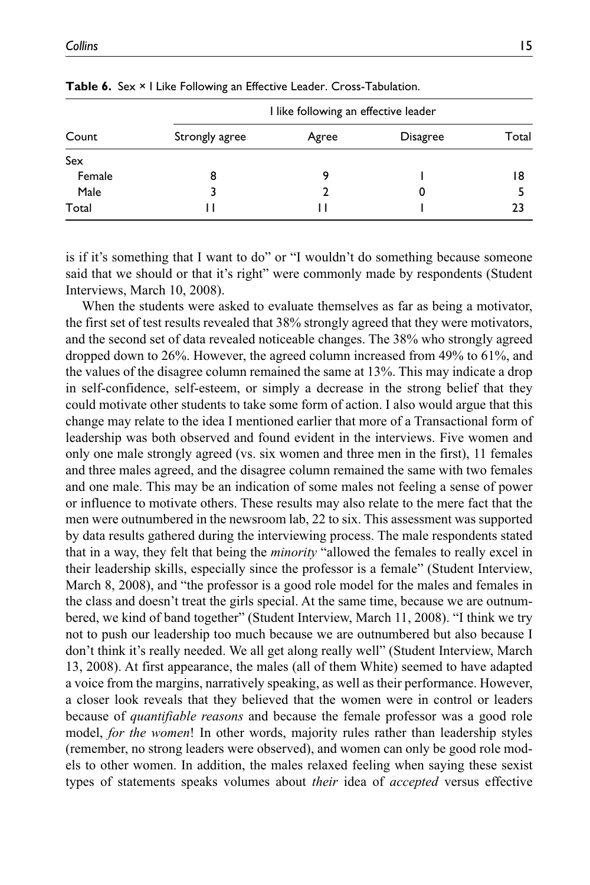**Table 6.** Sex × I Like Following an Effective Leader. Cross-Tabulation.

| Count | I like following an effective leader | | | |
|---|---|---|---|---|
| | Strongly agree | Agree | Disagree | Total |
| Sex | | | | |
| Female | 8 | 9 | 1 | 18 |
| Male | 3 | 2 | 0 | 5 |
| Total | 11 | 11 | 1 | 23 |

is if it's something that I want to do" or "I wouldn't do something because someone said that we should or that it's right" were commonly made by respondents (Student Interviews, March 10, 2008).

When the students were asked to evaluate themselves as far as being a motivator, the first set of test results revealed that 38% strongly agreed that they were motivators, and the second set of data revealed noticeable changes. The 38% who strongly agreed dropped down to 26%. However, the agreed column increased from 49% to 61%, and the values of the disagree column remained the same at 13%. This may indicate a drop in self-confidence, self-esteem, or simply a decrease in the strong belief that they could motivate other students to take some form of action. I also would argue that this change may relate to the idea I mentioned earlier that more of a Transactional form of leadership was both observed and found evident in the interviews. Five women and only one male strongly agreed (vs. six women and three men in the first), 11 females and three males agreed, and the disagree column remained the same with two females and one male. This may be an indication of some males not feeling a sense of power or influence to motivate others. These results may also relate to the mere fact that the men were outnumbered in the newsroom lab, 22 to six. This assessment was supported by data results gathered during the interviewing process. The male respondents stated that in a way, they felt that being the *minority* "allowed the females to really excel in their leadership skills, especially since the professor is a female" (Student Interview, March 8, 2008), and "the professor is a good role model for the males and females in the class and doesn't treat the girls special. At the same time, because we are outnumbered, we kind of band together" (Student Interview, March 11, 2008). "I think we try not to push our leadership too much because we are outnumbered but also because I don't think it's really needed. We all get along really well" (Student Interview, March 13, 2008). At first appearance, the males (all of them White) seemed to have adapted a voice from the margins, narratively speaking, as well as their performance. However, a closer look reveals that they believed that the women were in control or leaders because of *quantifiable reasons* and because the female professor was a good role model, *for the women*! In other words, majority rules rather than leadership styles (remember, no strong leaders were observed), and women can only be good role models to other women. In addition, the males relaxed feeling when saying these sexist types of statements speaks volumes about *their* idea of *accepted* versus effective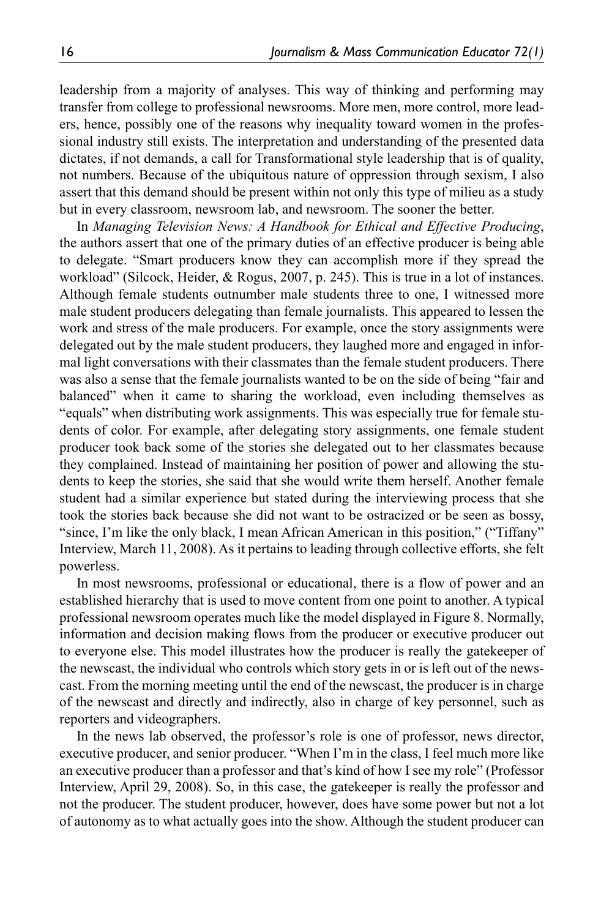leadership from a majority of analyses. This way of thinking and performing may transfer from college to professional newsrooms. More men, more control, more leaders, hence, possibly one of the reasons why inequality toward women in the professional industry still exists. The interpretation and understanding of the presented data dictates, if not demands, a call for Transformational style leadership that is of quality, not numbers. Because of the ubiquitous nature of oppression through sexism, I also assert that this demand should be present within not only this type of milieu as a study but in every classroom, newsroom lab, and newsroom. The sooner the better.

In *Managing Television News: A Handbook for Ethical and Effective Producing*, the authors assert that one of the primary duties of an effective producer is being able to delegate. "Smart producers know they can accomplish more if they spread the workload" (Silcock, Heider, & Rogus, 2007, p. 245). This is true in a lot of instances. Although female students outnumber male students three to one, I witnessed more male student producers delegating than female journalists. This appeared to lessen the work and stress of the male producers. For example, once the story assignments were delegated out by the male student producers, they laughed more and engaged in informal light conversations with their classmates than the female student producers. There was also a sense that the female journalists wanted to be on the side of being "fair and balanced" when it came to sharing the workload, even including themselves as "equals" when distributing work assignments. This was especially true for female students of color. For example, after delegating story assignments, one female student producer took back some of the stories she delegated out to her classmates because they complained. Instead of maintaining her position of power and allowing the students to keep the stories, she said that she would write them herself. Another female student had a similar experience but stated during the interviewing process that she took the stories back because she did not want to be ostracized or be seen as bossy, "since, I'm like the only black, I mean African American in this position," ("Tiffany" Interview, March 11, 2008). As it pertains to leading through collective efforts, she felt powerless.

In most newsrooms, professional or educational, there is a flow of power and an established hierarchy that is used to move content from one point to another. A typical professional newsroom operates much like the model displayed in Figure 8. Normally, information and decision making flows from the producer or executive producer out to everyone else. This model illustrates how the producer is really the gatekeeper of the newscast, the individual who controls which story gets in or is left out of the newscast. From the morning meeting until the end of the newscast, the producer is in charge of the newscast and directly and indirectly, also in charge of key personnel, such as reporters and videographers.

In the news lab observed, the professor's role is one of professor, news director, executive producer, and senior producer. "When I'm in the class, I feel much more like an executive producer than a professor and that's kind of how I see my role" (Professor Interview, April 29, 2008). So, in this case, the gatekeeper is really the professor and not the producer. The student producer, however, does have some power but not a lot of autonomy as to what actually goes into the show. Although the student producer can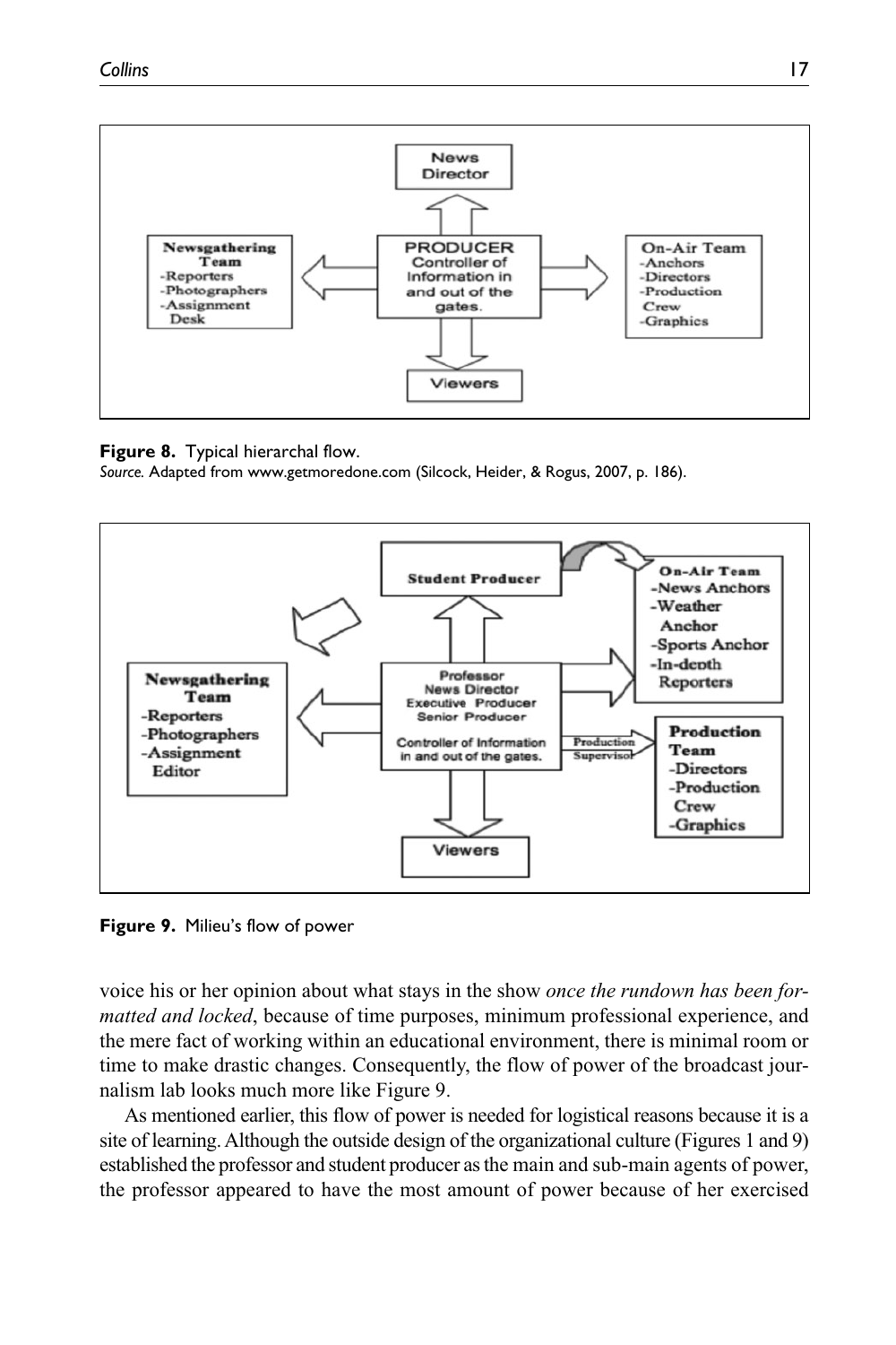**Figure 8.** Typical hierarchal flow.
*Source.* Adapted from www.getmoredone.com (Silcock, Heider, & Rogus, 2007, p. 186).

**Figure 9.** Milieu's flow of power

voice his or her opinion about what stays in the show *once the rundown has been formatted and locked*, because of time purposes, minimum professional experience, and the mere fact of working within an educational environment, there is minimal room or time to make drastic changes. Consequently, the flow of power of the broadcast journalism lab looks much more like Figure 9.

As mentioned earlier, this flow of power is needed for logistical reasons because it is a site of learning. Although the outside design of the organizational culture (Figures 1 and 9) established the professor and student producer as the main and sub-main agents of power, the professor appeared to have the most amount of power because of her exercised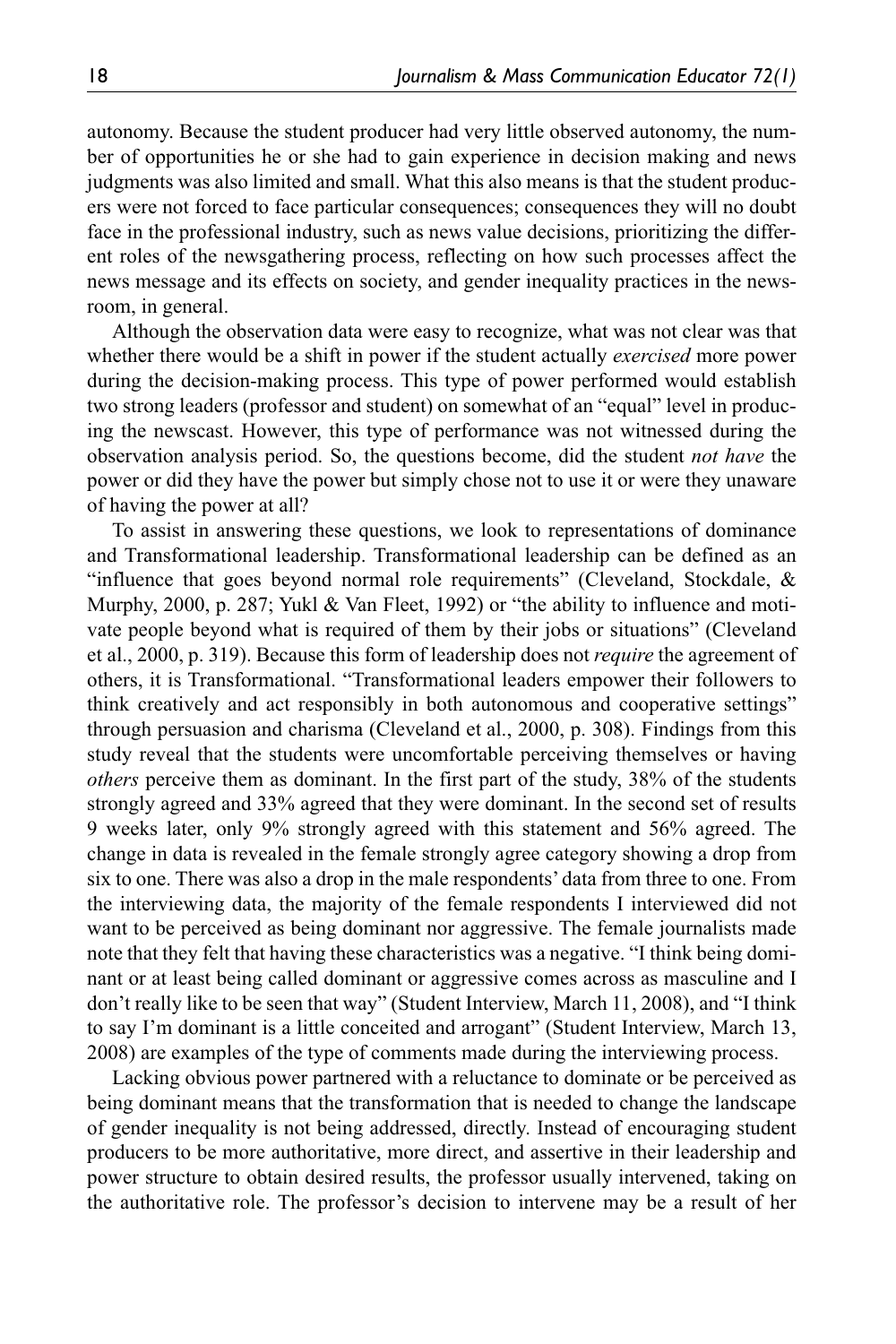autonomy. Because the student producer had very little observed autonomy, the number of opportunities he or she had to gain experience in decision making and news judgments was also limited and small. What this also means is that the student producers were not forced to face particular consequences; consequences they will no doubt face in the professional industry, such as news value decisions, prioritizing the different roles of the newsgathering process, reflecting on how such processes affect the news message and its effects on society, and gender inequality practices in the newsroom, in general.

Although the observation data were easy to recognize, what was not clear was that whether there would be a shift in power if the student actually *exercised* more power during the decision-making process. This type of power performed would establish two strong leaders (professor and student) on somewhat of an "equal" level in producing the newscast. However, this type of performance was not witnessed during the observation analysis period. So, the questions become, did the student *not have* the power or did they have the power but simply chose not to use it or were they unaware of having the power at all?

To assist in answering these questions, we look to representations of dominance and Transformational leadership. Transformational leadership can be defined as an "influence that goes beyond normal role requirements" (Cleveland, Stockdale, & Murphy, 2000, p. 287; Yukl & Van Fleet, 1992) or "the ability to influence and motivate people beyond what is required of them by their jobs or situations" (Cleveland et al., 2000, p. 319). Because this form of leadership does not *require* the agreement of others, it is Transformational. "Transformational leaders empower their followers to think creatively and act responsibly in both autonomous and cooperative settings" through persuasion and charisma (Cleveland et al., 2000, p. 308). Findings from this study reveal that the students were uncomfortable perceiving themselves or having *others* perceive them as dominant. In the first part of the study, 38% of the students strongly agreed and 33% agreed that they were dominant. In the second set of results 9 weeks later, only 9% strongly agreed with this statement and 56% agreed. The change in data is revealed in the female strongly agree category showing a drop from six to one. There was also a drop in the male respondents' data from three to one. From the interviewing data, the majority of the female respondents I interviewed did not want to be perceived as being dominant nor aggressive. The female journalists made note that they felt that having these characteristics was a negative. "I think being dominant or at least being called dominant or aggressive comes across as masculine and I don't really like to be seen that way" (Student Interview, March 11, 2008), and "I think to say I'm dominant is a little conceited and arrogant" (Student Interview, March 13, 2008) are examples of the type of comments made during the interviewing process.

Lacking obvious power partnered with a reluctance to dominate or be perceived as being dominant means that the transformation that is needed to change the landscape of gender inequality is not being addressed, directly. Instead of encouraging student producers to be more authoritative, more direct, and assertive in their leadership and power structure to obtain desired results, the professor usually intervened, taking on the authoritative role. The professor's decision to intervene may be a result of her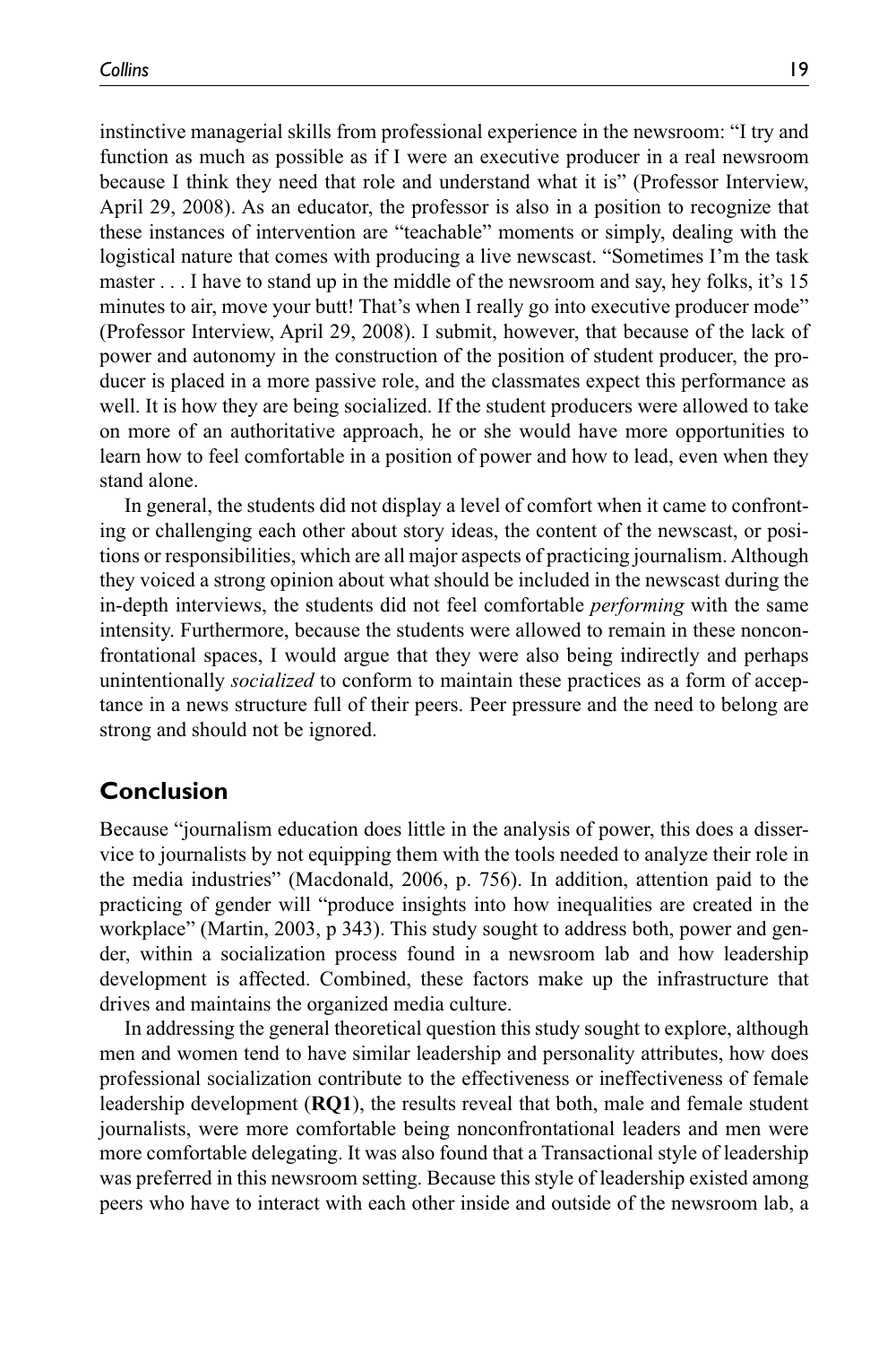instinctive managerial skills from professional experience in the newsroom: "I try and function as much as possible as if I were an executive producer in a real newsroom because I think they need that role and understand what it is" (Professor Interview, April 29, 2008). As an educator, the professor is also in a position to recognize that these instances of intervention are "teachable" moments or simply, dealing with the logistical nature that comes with producing a live newscast. "Sometimes I'm the task master . . . I have to stand up in the middle of the newsroom and say, hey folks, it's 15 minutes to air, move your butt! That's when I really go into executive producer mode" (Professor Interview, April 29, 2008). I submit, however, that because of the lack of power and autonomy in the construction of the position of student producer, the producer is placed in a more passive role, and the classmates expect this performance as well. It is how they are being socialized. If the student producers were allowed to take on more of an authoritative approach, he or she would have more opportunities to learn how to feel comfortable in a position of power and how to lead, even when they stand alone.

In general, the students did not display a level of comfort when it came to confronting or challenging each other about story ideas, the content of the newscast, or positions or responsibilities, which are all major aspects of practicing journalism. Although they voiced a strong opinion about what should be included in the newscast during the in-depth interviews, the students did not feel comfortable *performing* with the same intensity. Furthermore, because the students were allowed to remain in these nonconfrontational spaces, I would argue that they were also being indirectly and perhaps unintentionally *socialized* to conform to maintain these practices as a form of acceptance in a news structure full of their peers. Peer pressure and the need to belong are strong and should not be ignored.

## Conclusion

Because "journalism education does little in the analysis of power, this does a disservice to journalists by not equipping them with the tools needed to analyze their role in the media industries" (Macdonald, 2006, p. 756). In addition, attention paid to the practicing of gender will "produce insights into how inequalities are created in the workplace" (Martin, 2003, p 343). This study sought to address both, power and gender, within a socialization process found in a newsroom lab and how leadership development is affected. Combined, these factors make up the infrastructure that drives and maintains the organized media culture.

In addressing the general theoretical question this study sought to explore, although men and women tend to have similar leadership and personality attributes, how does professional socialization contribute to the effectiveness or ineffectiveness of female leadership development (**RQ1**), the results reveal that both, male and female student journalists, were more comfortable being nonconfrontational leaders and men were more comfortable delegating. It was also found that a Transactional style of leadership was preferred in this newsroom setting. Because this style of leadership existed among peers who have to interact with each other inside and outside of the newsroom lab, a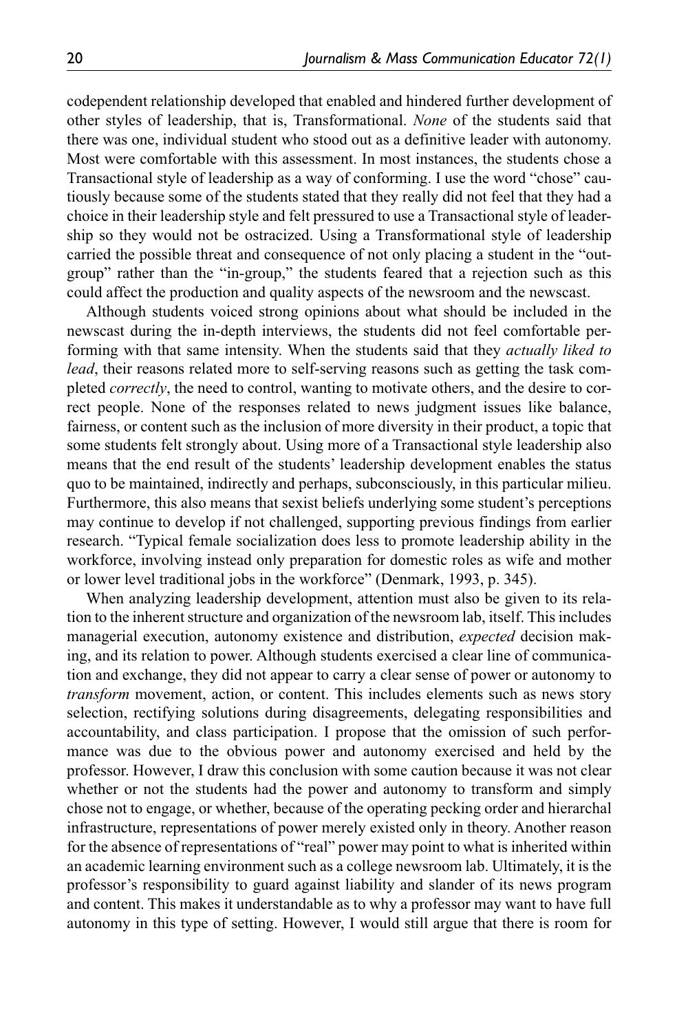codependent relationship developed that enabled and hindered further development of other styles of leadership, that is, Transformational. *None* of the students said that there was one, individual student who stood out as a definitive leader with autonomy. Most were comfortable with this assessment. In most instances, the students chose a Transactional style of leadership as a way of conforming. I use the word "chose" cautiously because some of the students stated that they really did not feel that they had a choice in their leadership style and felt pressured to use a Transactional style of leadership so they would not be ostracized. Using a Transformational style of leadership carried the possible threat and consequence of not only placing a student in the "out-group" rather than the "in-group," the students feared that a rejection such as this could affect the production and quality aspects of the newsroom and the newscast.

Although students voiced strong opinions about what should be included in the newscast during the in-depth interviews, the students did not feel comfortable performing with that same intensity. When the students said that they *actually liked to lead*, their reasons related more to self-serving reasons such as getting the task completed *correctly*, the need to control, wanting to motivate others, and the desire to correct people. None of the responses related to news judgment issues like balance, fairness, or content such as the inclusion of more diversity in their product, a topic that some students felt strongly about. Using more of a Transactional style leadership also means that the end result of the students' leadership development enables the status quo to be maintained, indirectly and perhaps, subconsciously, in this particular milieu. Furthermore, this also means that sexist beliefs underlying some student's perceptions may continue to develop if not challenged, supporting previous findings from earlier research. "Typical female socialization does less to promote leadership ability in the workforce, involving instead only preparation for domestic roles as wife and mother or lower level traditional jobs in the workforce" (Denmark, 1993, p. 345).

When analyzing leadership development, attention must also be given to its relation to the inherent structure and organization of the newsroom lab, itself. This includes managerial execution, autonomy existence and distribution, *expected* decision making, and its relation to power. Although students exercised a clear line of communication and exchange, they did not appear to carry a clear sense of power or autonomy to *transform* movement, action, or content. This includes elements such as news story selection, rectifying solutions during disagreements, delegating responsibilities and accountability, and class participation. I propose that the omission of such performance was due to the obvious power and autonomy exercised and held by the professor. However, I draw this conclusion with some caution because it was not clear whether or not the students had the power and autonomy to transform and simply chose not to engage, or whether, because of the operating pecking order and hierarchal infrastructure, representations of power merely existed only in theory. Another reason for the absence of representations of "real" power may point to what is inherited within an academic learning environment such as a college newsroom lab. Ultimately, it is the professor's responsibility to guard against liability and slander of its news program and content. This makes it understandable as to why a professor may want to have full autonomy in this type of setting. However, I would still argue that there is room for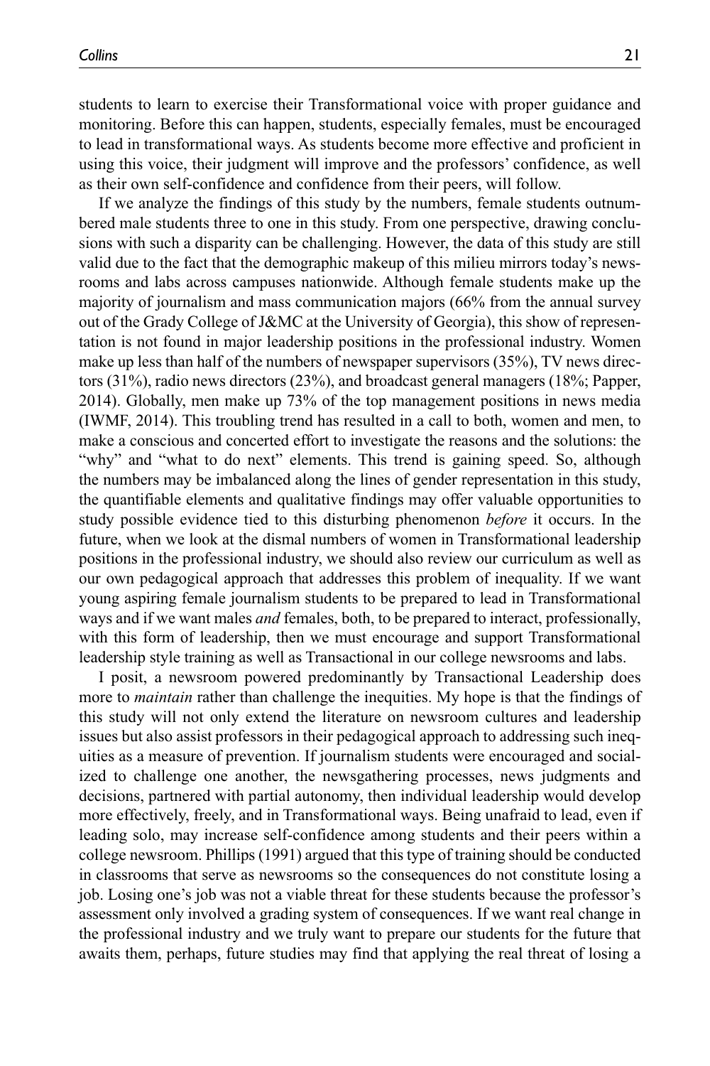students to learn to exercise their Transformational voice with proper guidance and monitoring. Before this can happen, students, especially females, must be encouraged to lead in transformational ways. As students become more effective and proficient in using this voice, their judgment will improve and the professors' confidence, as well as their own self-confidence and confidence from their peers, will follow.

If we analyze the findings of this study by the numbers, female students outnumbered male students three to one in this study. From one perspective, drawing conclusions with such a disparity can be challenging. However, the data of this study are still valid due to the fact that the demographic makeup of this milieu mirrors today's newsrooms and labs across campuses nationwide. Although female students make up the majority of journalism and mass communication majors (66% from the annual survey out of the Grady College of J&MC at the University of Georgia), this show of representation is not found in major leadership positions in the professional industry. Women make up less than half of the numbers of newspaper supervisors (35%), TV news directors (31%), radio news directors (23%), and broadcast general managers (18%; Papper, 2014). Globally, men make up 73% of the top management positions in news media (IWMF, 2014). This troubling trend has resulted in a call to both, women and men, to make a conscious and concerted effort to investigate the reasons and the solutions: the "why" and "what to do next" elements. This trend is gaining speed. So, although the numbers may be imbalanced along the lines of gender representation in this study, the quantifiable elements and qualitative findings may offer valuable opportunities to study possible evidence tied to this disturbing phenomenon *before* it occurs. In the future, when we look at the dismal numbers of women in Transformational leadership positions in the professional industry, we should also review our curriculum as well as our own pedagogical approach that addresses this problem of inequality. If we want young aspiring female journalism students to be prepared to lead in Transformational ways and if we want males *and* females, both, to be prepared to interact, professionally, with this form of leadership, then we must encourage and support Transformational leadership style training as well as Transactional in our college newsrooms and labs.

I posit, a newsroom powered predominantly by Transactional Leadership does more to *maintain* rather than challenge the inequities. My hope is that the findings of this study will not only extend the literature on newsroom cultures and leadership issues but also assist professors in their pedagogical approach to addressing such inequities as a measure of prevention. If journalism students were encouraged and socialized to challenge one another, the newsgathering processes, news judgments and decisions, partnered with partial autonomy, then individual leadership would develop more effectively, freely, and in Transformational ways. Being unafraid to lead, even if leading solo, may increase self-confidence among students and their peers within a college newsroom. Phillips (1991) argued that this type of training should be conducted in classrooms that serve as newsrooms so the consequences do not constitute losing a job. Losing one's job was not a viable threat for these students because the professor's assessment only involved a grading system of consequences. If we want real change in the professional industry and we truly want to prepare our students for the future that awaits them, perhaps, future studies may find that applying the real threat of losing a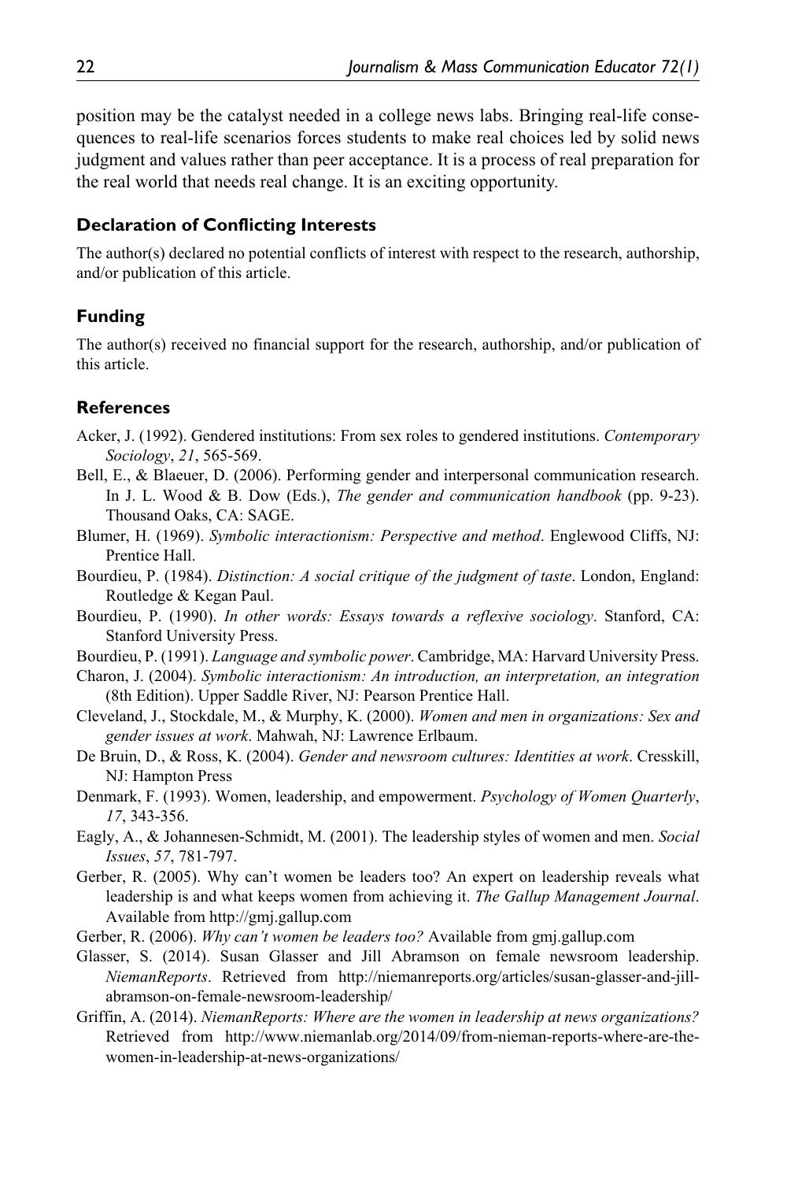position may be the catalyst needed in a college news labs. Bringing real-life consequences to real-life scenarios forces students to make real choices led by solid news judgment and values rather than peer acceptance. It is a process of real preparation for the real world that needs real change. It is an exciting opportunity.

### Declaration of Conflicting Interests

The author(s) declared no potential conflicts of interest with respect to the research, authorship, and/or publication of this article.

### Funding

The author(s) received no financial support for the research, authorship, and/or publication of this article.

### References

Acker, J. (1992). Gendered institutions: From sex roles to gendered institutions. *Contemporary Sociology*, *21*, 565-569.

Bell, E., & Blaeuer, D. (2006). Performing gender and interpersonal communication research. In J. L. Wood & B. Dow (Eds.), *The gender and communication handbook* (pp. 9-23). Thousand Oaks, CA: SAGE.

Blumer, H. (1969). *Symbolic interactionism: Perspective and method*. Englewood Cliffs, NJ: Prentice Hall.

Bourdieu, P. (1984). *Distinction: A social critique of the judgment of taste*. London, England: Routledge & Kegan Paul.

Bourdieu, P. (1990). *In other words: Essays towards a reflexive sociology*. Stanford, CA: Stanford University Press.

Bourdieu, P. (1991). *Language and symbolic power*. Cambridge, MA: Harvard University Press.

Charon, J. (2004). *Symbolic interactionism: An introduction, an interpretation, an integration* (8th Edition). Upper Saddle River, NJ: Pearson Prentice Hall.

Cleveland, J., Stockdale, M., & Murphy, K. (2000). *Women and men in organizations: Sex and gender issues at work*. Mahwah, NJ: Lawrence Erlbaum.

De Bruin, D., & Ross, K. (2004). *Gender and newsroom cultures: Identities at work*. Cresskill, NJ: Hampton Press

Denmark, F. (1993). Women, leadership, and empowerment. *Psychology of Women Quarterly*, *17*, 343-356.

Eagly, A., & Johannesen-Schmidt, M. (2001). The leadership styles of women and men. *Social Issues*, *57*, 781-797.

Gerber, R. (2005). Why can't women be leaders too? An expert on leadership reveals what leadership is and what keeps women from achieving it. *The Gallup Management Journal*. Available from http://gmj.gallup.com

Gerber, R. (2006). *Why can't women be leaders too?* Available from gmj.gallup.com

Glasser, S. (2014). Susan Glasser and Jill Abramson on female newsroom leadership. *NiemanReports*. Retrieved from http://niemanreports.org/articles/susan-glasser-and-jill-abramson-on-female-newsroom-leadership/

Griffin, A. (2014). *NiemanReports: Where are the women in leadership at news organizations?* Retrieved from http://www.niemanlab.org/2014/09/from-nieman-reports-where-are-the-women-in-leadership-at-news-organizations/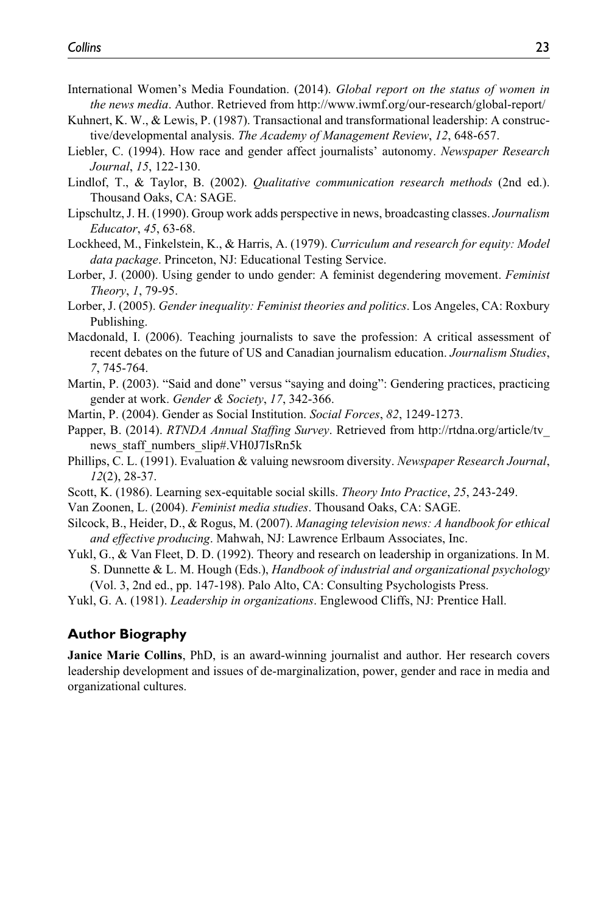International Women's Media Foundation. (2014). *Global report on the status of women in the news media*. Author. Retrieved from http://www.iwmf.org/our-research/global-report/

Kuhnert, K. W., & Lewis, P. (1987). Transactional and transformational leadership: A constructive/developmental analysis. *The Academy of Management Review*, *12*, 648-657.

Liebler, C. (1994). How race and gender affect journalists' autonomy. *Newspaper Research Journal*, *15*, 122-130.

Lindlof, T., & Taylor, B. (2002). *Qualitative communication research methods* (2nd ed.). Thousand Oaks, CA: SAGE.

Lipschultz, J. H. (1990). Group work adds perspective in news, broadcasting classes. *Journalism Educator*, *45*, 63-68.

Lockheed, M., Finkelstein, K., & Harris, A. (1979). *Curriculum and research for equity: Model data package*. Princeton, NJ: Educational Testing Service.

Lorber, J. (2000). Using gender to undo gender: A feminist degendering movement. *Feminist Theory*, *1*, 79-95.

Lorber, J. (2005). *Gender inequality: Feminist theories and politics*. Los Angeles, CA: Roxbury Publishing.

Macdonald, I. (2006). Teaching journalists to save the profession: A critical assessment of recent debates on the future of US and Canadian journalism education. *Journalism Studies*, *7*, 745-764.

Martin, P. (2003). "Said and done" versus "saying and doing": Gendering practices, practicing gender at work. *Gender & Society*, *17*, 342-366.

Martin, P. (2004). Gender as Social Institution. *Social Forces*, *82*, 1249-1273.

Papper, B. (2014). *RTNDA Annual Staffing Survey*. Retrieved from http://rtdna.org/article/tv_news_staff_numbers_slip#.VH0J7IsRn5k

Phillips, C. L. (1991). Evaluation & valuing newsroom diversity. *Newspaper Research Journal*, *12*(2), 28-37.

Scott, K. (1986). Learning sex-equitable social skills. *Theory Into Practice*, *25*, 243-249.

Van Zoonen, L. (2004). *Feminist media studies*. Thousand Oaks, CA: SAGE.

Silcock, B., Heider, D., & Rogus, M. (2007). *Managing television news: A handbook for ethical and effective producing*. Mahwah, NJ: Lawrence Erlbaum Associates, Inc.

Yukl, G., & Van Fleet, D. D. (1992). Theory and research on leadership in organizations. In M. S. Dunnette & L. M. Hough (Eds.), *Handbook of industrial and organizational psychology* (Vol. 3, 2nd ed., pp. 147-198). Palo Alto, CA: Consulting Psychologists Press.

Yukl, G. A. (1981). *Leadership in organizations*. Englewood Cliffs, NJ: Prentice Hall.

## Author Biography

**Janice Marie Collins**, PhD, is an award-winning journalist and author. Her research covers leadership development and issues of de-marginalization, power, gender and race in media and organizational cultures.